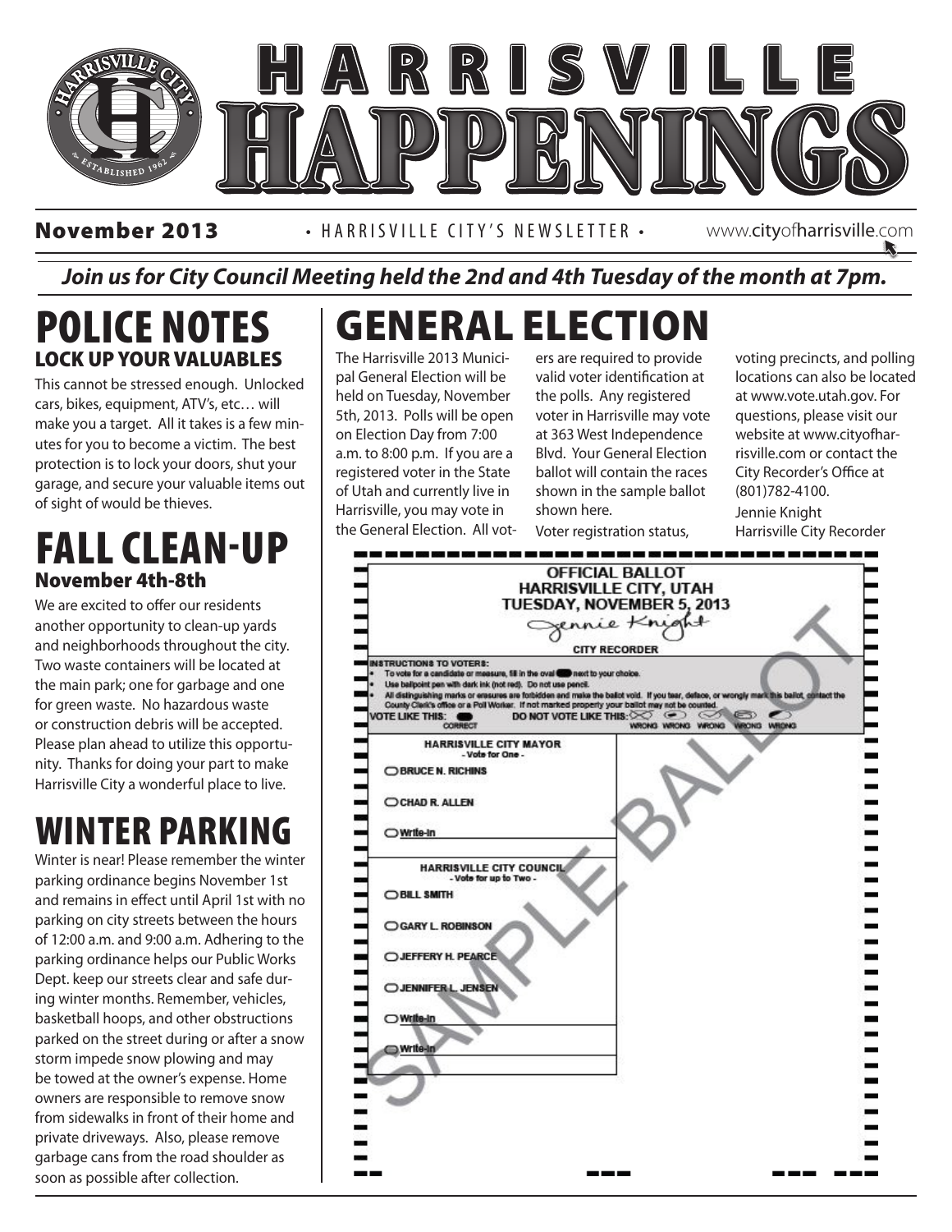# HARRISVILLE HAPPENINGS

**November 2013** • HARRISVILLE CITY'S NEWSLETTER • www.cityofharrisville.com

***Join us for City Council Meeting held the 2nd and 4th Tuesday of the month at 7pm.***

## POLICE NOTES

### LOCK UP YOUR VALUABLES

This cannot be stressed enough. Unlocked cars, bikes, equipment, ATV's, etc… will make you a target. All it takes is a few minutes for you to become a victim. The best protection is to lock your doors, shut your garage, and secure your valuable items out of sight of would be thieves.

## FALL CLEAN-UP

### November 4th-8th

We are excited to offer our residents another opportunity to clean-up yards and neighborhoods throughout the city. Two waste containers will be located at the main park; one for garbage and one for green waste. No hazardous waste or construction debris will be accepted. Please plan ahead to utilize this opportunity. Thanks for doing your part to make Harrisville City a wonderful place to live.

## WINTER PARKING

Winter is near! Please remember the winter parking ordinance begins November 1st and remains in effect until April 1st with no parking on city streets between the hours of 12:00 a.m. and 9:00 a.m. Adhering to the parking ordinance helps our Public Works Dept. keep our streets clear and safe during winter months. Remember, vehicles, basketball hoops, and other obstructions parked on the street during or after a snow storm impede snow plowing and may be towed at the owner's expense. Home owners are responsible to remove snow from sidewalks in front of their home and private driveways. Also, please remove garbage cans from the road shoulder as soon as possible after collection.

## GENERAL ELECTION

The Harrisville 2013 Municipal General Election will be held on Tuesday, November 5th, 2013. Polls will be open on Election Day from 7:00 a.m. to 8:00 p.m. If you are a registered voter in the State of Utah and currently live in Harrisville, you may vote in the General Election. All voters are required to provide valid voter identification at the polls. Any registered voter in Harrisville may vote at 363 West Independence Blvd. Your General Election ballot will contain the races shown in the sample ballot shown here.

Voter registration status, voting precincts, and polling locations can also be located at www.vote.utah.gov. For questions, please visit our website at www.cityofharrisville.com or contact the City Recorder's Office at (801)782-4100.

Jennie Knight
Harrisville City Recorder

**OFFICIAL BALLOT**
**HARRISVILLE CITY, UTAH**
**TUESDAY, NOVEMBER 5, 2013**

Jennie Knight
CITY RECORDER

**INSTRUCTIONS TO VOTERS:**

- To vote for a candidate or measure, fill in the oval next to your choice.
- Use ballpoint pen with dark ink (not red). Do not use pencil.
- All distinguishing marks or erasures are forbidden and make the ballot void. If you tear, deface, or wrongly mark this ballot, contact the County Clerk's office or a Poll Worker. If not marked properly your ballot may not be counted.

VOTE LIKE THIS: CORRECT   DO NOT VOTE LIKE THIS: WRONG WRONG WRONG WRONG WRONG

**HARRISVILLE CITY MAYOR**
- Vote for One -

- ○ BRUCE N. RICHINS
- ○ CHAD R. ALLEN
- ○ Write-In

**HARRISVILLE CITY COUNCIL**
- Vote for up to Two -

- ○ BILL SMITH
- ○ GARY L. ROBINSON
- ○ JEFFERY H. PEARCE
- ○ JENNIFER L. JENSEN
- ○ Write-In
- ○ Write-In

SAMPLE BALLOT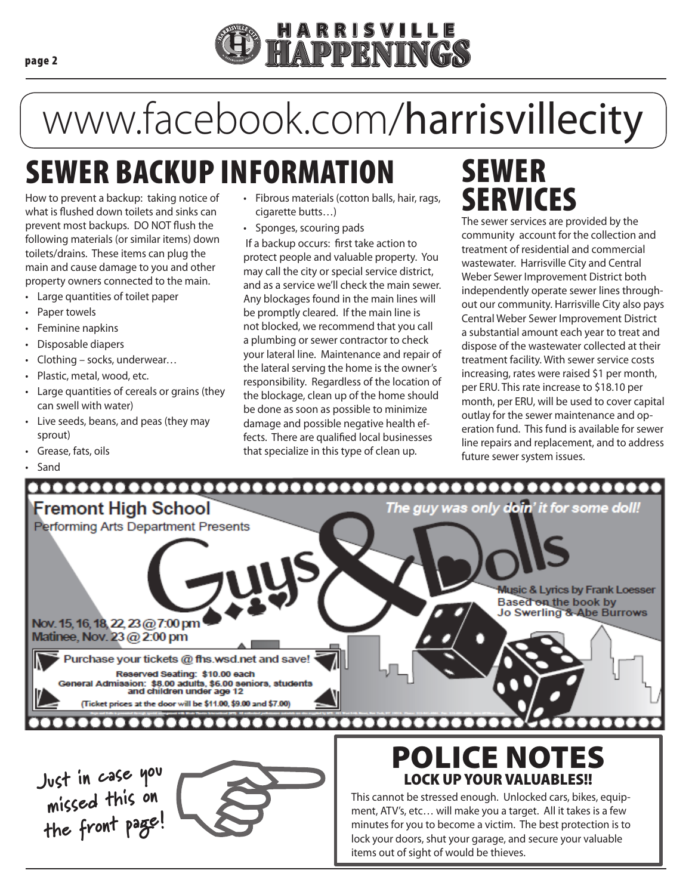# www.facebook.com/harrisvillecity

## SEWER BACKUP INFORMATION

How to prevent a backup: taking notice of what is flushed down toilets and sinks can prevent most backups. DO NOT flush the following materials (or similar items) down toilets/drains. These items can plug the main and cause damage to you and other property owners connected to the main.

- Large quantities of toilet paper
- Paper towels
- Feminine napkins
- Disposable diapers
- Clothing – socks, underwear…
- Plastic, metal, wood, etc.
- Large quantities of cereals or grains (they can swell with water)
- Live seeds, beans, and peas (they may sprout)
- Grease, fats, oils
- Sand
- Fibrous materials (cotton balls, hair, rags, cigarette butts…)
- Sponges, scouring pads

If a backup occurs: first take action to protect people and valuable property. You may call the city or special service district, and as a service we'll check the main sewer. Any blockages found in the main lines will be promptly cleared. If the main line is not blocked, we recommend that you call a plumbing or sewer contractor to check your lateral line. Maintenance and repair of the lateral serving the home is the owner's responsibility. Regardless of the location of the blockage, clean up of the home should be done as soon as possible to minimize damage and possible negative health effects. There are qualified local businesses that specialize in this type of clean up.

## SEWER SERVICES

The sewer services are provided by the community account for the collection and treatment of residential and commercial wastewater. Harrisville City and Central Weber Sewer Improvement District both independently operate sewer lines throughout our community. Harrisville City also pays Central Weber Sewer Improvement District a substantial amount each year to treat and dispose of the wastewater collected at their treatment facility. With sewer service costs increasing, rates were raised $1 per month, per ERU. This rate increase to $18.10 per month, per ERU, will be used to cover capital outlay for the sewer maintenance and operation fund. This fund is available for sewer line repairs and replacement, and to address future sewer system issues.

**Fremont High School**
Performing Arts Department Presents

*The guy was only doin' it for some doll!*

# Guys & Dolls

Music & Lyrics by Frank Loesser
Based on the book by Jo Swerling & Abe Burrows

Nov. 15, 16, 18, 22, 23 @ 7:00 pm
Matinee, Nov. 23 @ 2:00 pm

Purchase your tickets @ fhs.wsd.net and save!
Reserved Seating: $10.00 each
General Admission: $8.00 adults, $6.00 seniors, students and children under age 12
(Ticket prices at the door will be $11.00, $9.00 and $7.00)

Just in case you missed this on the front page!

## POLICE NOTES

### LOCK UP YOUR VALUABLES!!

This cannot be stressed enough. Unlocked cars, bikes, equipment, ATV's, etc… will make you a target. All it takes is a few minutes for you to become a victim. The best protection is to lock your doors, shut your garage, and secure your valuable items out of sight of would be thieves.